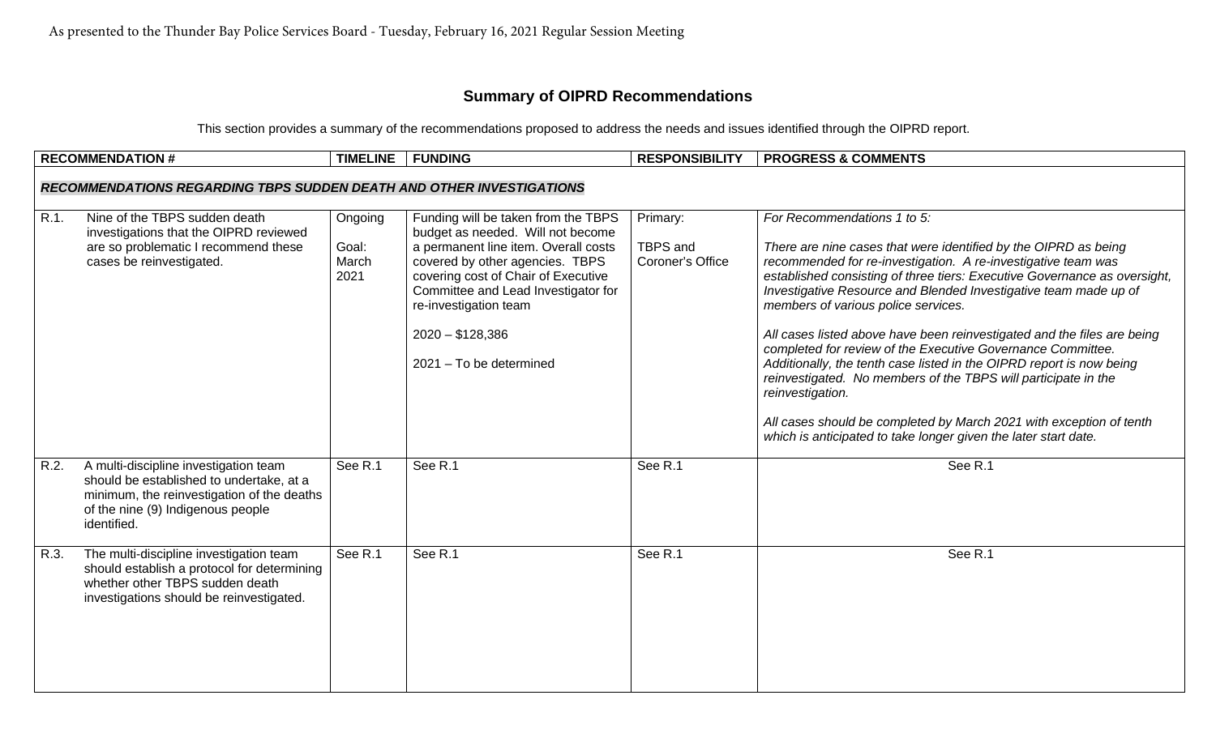As presented to the Thunder Bay Police Services Board - Tuesday, February 16, 2021 Regular Session Meeting

## Summary of OIPRD Recommendations

This section provides a summary of the recommendations proposed to address the needs and issues identified through the OIPRD report.

| RECOMMENDATION # | TIMELINE | FUNDING | RESPONSIBILITY | PROGRESS & COMMENTS |
|---|---|---|---|---|
| ***RECOMMENDATIONS REGARDING TBPS SUDDEN DEATH AND OTHER INVESTIGATIONS*** | | | | |
| R.1. Nine of the TBPS sudden death investigations that the OIPRD reviewed are so problematic I recommend these cases be reinvestigated. | Ongoing<br><br>Goal: March 2021 | Funding will be taken from the TBPS budget as needed. Will not become a permanent line item. Overall costs covered by other agencies. TBPS covering cost of Chair of Executive Committee and Lead Investigator for re-investigation team<br><br>2020 – $128,386<br><br>2021 – To be determined | Primary:<br><br>TBPS and Coroner's Office | *For Recommendations 1 to 5:*<br><br>*There are nine cases that were identified by the OIPRD as being recommended for re-investigation. A re-investigative team was established consisting of three tiers: Executive Governance as oversight, Investigative Resource and Blended Investigative team made up of members of various police services.*<br><br>*All cases listed above have been reinvestigated and the files are being completed for review of the Executive Governance Committee. Additionally, the tenth case listed in the OIPRD report is now being reinvestigated. No members of the TBPS will participate in the reinvestigation.*<br><br>*All cases should be completed by March 2021 with exception of tenth which is anticipated to take longer given the later start date.* |
| R.2. A multi-discipline investigation team should be established to undertake, at a minimum, the reinvestigation of the deaths of the nine (9) Indigenous people identified. | See R.1 | See R.1 | See R.1 | See R.1 |
| R.3. The multi-discipline investigation team should establish a protocol for determining whether other TBPS sudden death investigations should be reinvestigated. | See R.1 | See R.1 | See R.1 | See R.1 |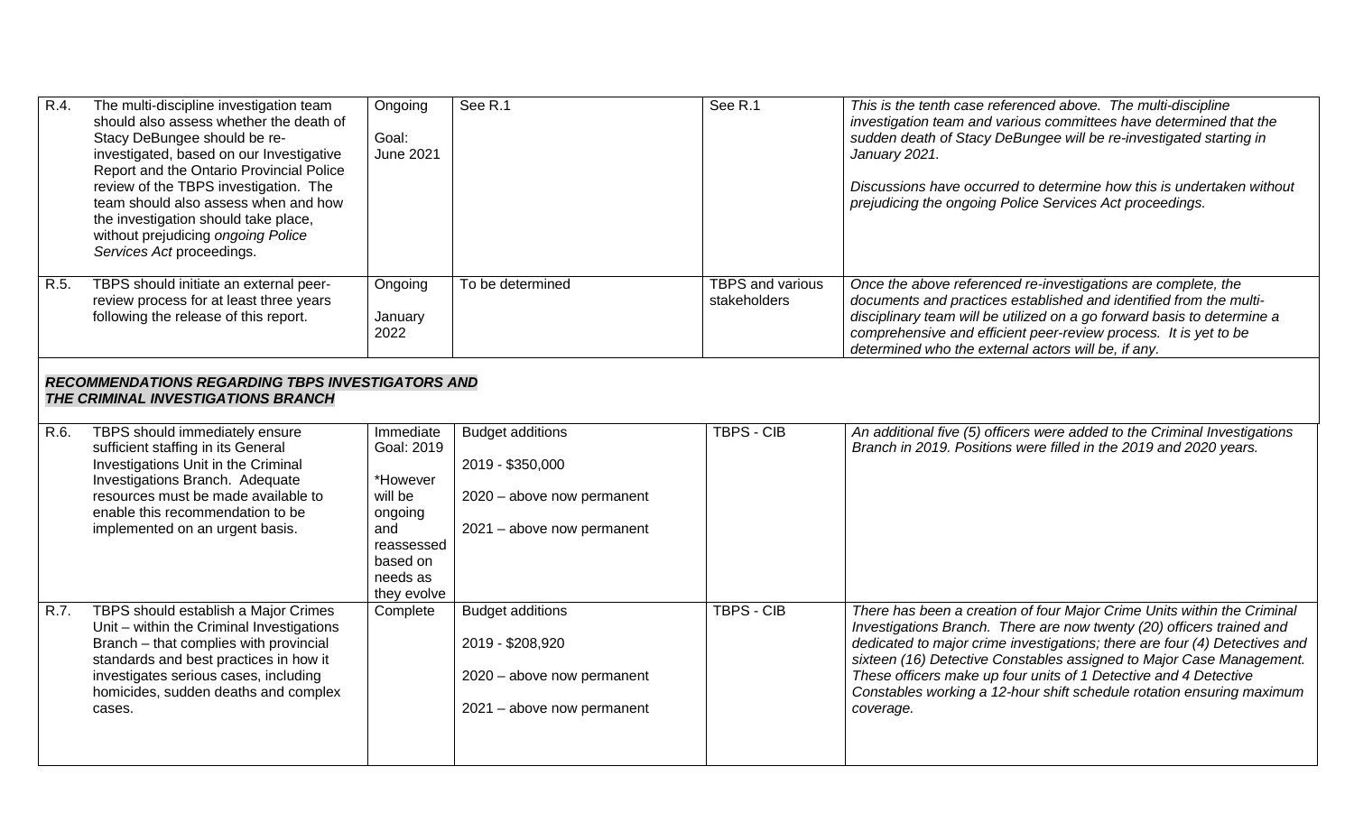| | | | | | |
|---|---|---|---|---|---|
| R.4. | The multi-discipline investigation team should also assess whether the death of Stacy DeBungee should be re-investigated, based on our Investigative Report and the Ontario Provincial Police review of the TBPS investigation. The team should also assess when and how the investigation should take place, without prejudicing *ongoing Police Services Act* proceedings. | Ongoing<br><br>Goal: June 2021 | See R.1 | See R.1 | *This is the tenth case referenced above. The multi-discipline investigation team and various committees have determined that the sudden death of Stacy DeBungee will be re-investigated starting in January 2021.*<br><br>*Discussions have occurred to determine how this is undertaken without prejudicing the ongoing Police Services Act proceedings.* |
| R.5. | TBPS should initiate an external peer-review process for at least three years following the release of this report. | Ongoing<br><br>January 2022 | To be determined | TBPS and various stakeholders | *Once the above referenced re-investigations are complete, the documents and practices established and identified from the multi-disciplinary team will be utilized on a go forward basis to determine a comprehensive and efficient peer-review process. It is yet to be determined who the external actors will be, if any.* |
| | ***RECOMMENDATIONS REGARDING TBPS INVESTIGATORS AND THE CRIMINAL INVESTIGATIONS BRANCH*** | | | | |
| R.6. | TBPS should immediately ensure sufficient staffing in its General Investigations Unit in the Criminal Investigations Branch. Adequate resources must be made available to enable this recommendation to be implemented on an urgent basis. | Immediate Goal: 2019<br><br>*However will be ongoing and reassessed based on needs as they evolve | Budget additions<br><br>2019 - $350,000<br><br>2020 – above now permanent<br><br>2021 – above now permanent | TBPS - CIB | *An additional five (5) officers were added to the Criminal Investigations Branch in 2019. Positions were filled in the 2019 and 2020 years.* |
| R.7. | TBPS should establish a Major Crimes Unit – within the Criminal Investigations Branch – that complies with provincial standards and best practices in how it investigates serious cases, including homicides, sudden deaths and complex cases. | Complete | Budget additions<br><br>2019 - $208,920<br><br>2020 – above now permanent<br><br>2021 – above now permanent | TBPS - CIB | *There has been a creation of four Major Crime Units within the Criminal Investigations Branch. There are now twenty (20) officers trained and dedicated to major crime investigations; there are four (4) Detectives and sixteen (16) Detective Constables assigned to Major Case Management. These officers make up four units of 1 Detective and 4 Detective Constables working a 12-hour shift schedule rotation ensuring maximum coverage.* |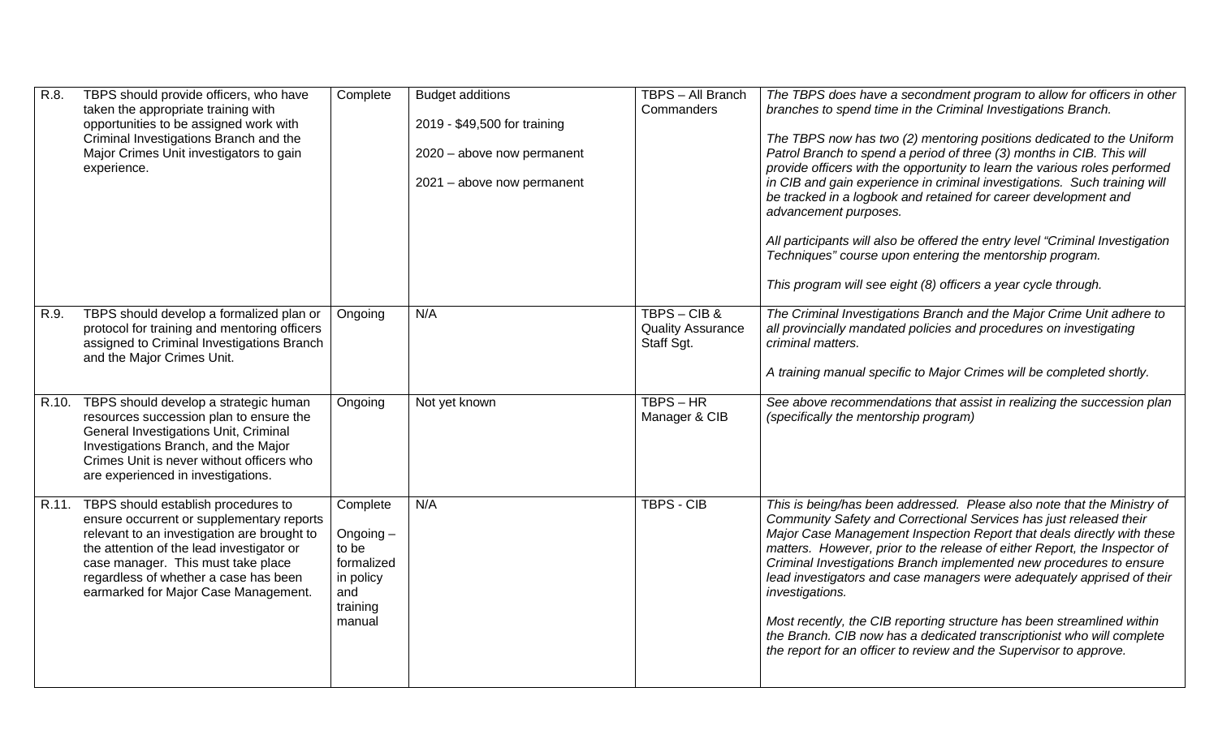| R.8. | TBPS should provide officers, who have taken the appropriate training with opportunities to be assigned work with Criminal Investigations Branch and the Major Crimes Unit investigators to gain experience. | Complete | Budget additions<br><br>2019 - $49,500 for training<br><br>2020 – above now permanent<br><br>2021 – above now permanent | TBPS – All Branch Commanders | *The TBPS does have a secondment program to allow for officers in other branches to spend time in the Criminal Investigations Branch.*<br><br>*The TBPS now has two (2) mentoring positions dedicated to the Uniform Patrol Branch to spend a period of three (3) months in CIB. This will provide officers with the opportunity to learn the various roles performed in CIB and gain experience in criminal investigations. Such training will be tracked in a logbook and retained for career development and advancement purposes.*<br><br>*All participants will also be offered the entry level "Criminal Investigation Techniques" course upon entering the mentorship program.*<br><br>*This program will see eight (8) officers a year cycle through.* |
|---|---|---|---|---|---|
| R.9. | TBPS should develop a formalized plan or protocol for training and mentoring officers assigned to Criminal Investigations Branch and the Major Crimes Unit. | Ongoing | N/A | TBPS – CIB & Quality Assurance Staff Sgt. | *The Criminal Investigations Branch and the Major Crime Unit adhere to all provincially mandated policies and procedures on investigating criminal matters.*<br><br>*A training manual specific to Major Crimes will be completed shortly.* |
| R.10. | TBPS should develop a strategic human resources succession plan to ensure the General Investigations Unit, Criminal Investigations Branch, and the Major Crimes Unit is never without officers who are experienced in investigations. | Ongoing | Not yet known | TBPS – HR Manager & CIB | *See above recommendations that assist in realizing the succession plan (specifically the mentorship program)* |
| R.11. | TBPS should establish procedures to ensure occurrent or supplementary reports relevant to an investigation are brought to the attention of the lead investigator or case manager. This must take place regardless of whether a case has been earmarked for Major Case Management. | Complete<br><br>Ongoing – to be formalized in policy and training manual | N/A | TBPS - CIB | *This is being/has been addressed. Please also note that the Ministry of Community Safety and Correctional Services has just released their Major Case Management Inspection Report that deals directly with these matters. However, prior to the release of either Report, the Inspector of Criminal Investigations Branch implemented new procedures to ensure lead investigators and case managers were adequately apprised of their investigations.*<br><br>*Most recently, the CIB reporting structure has been streamlined within the Branch. CIB now has a dedicated transcriptionist who will complete the report for an officer to review and the Supervisor to approve.* |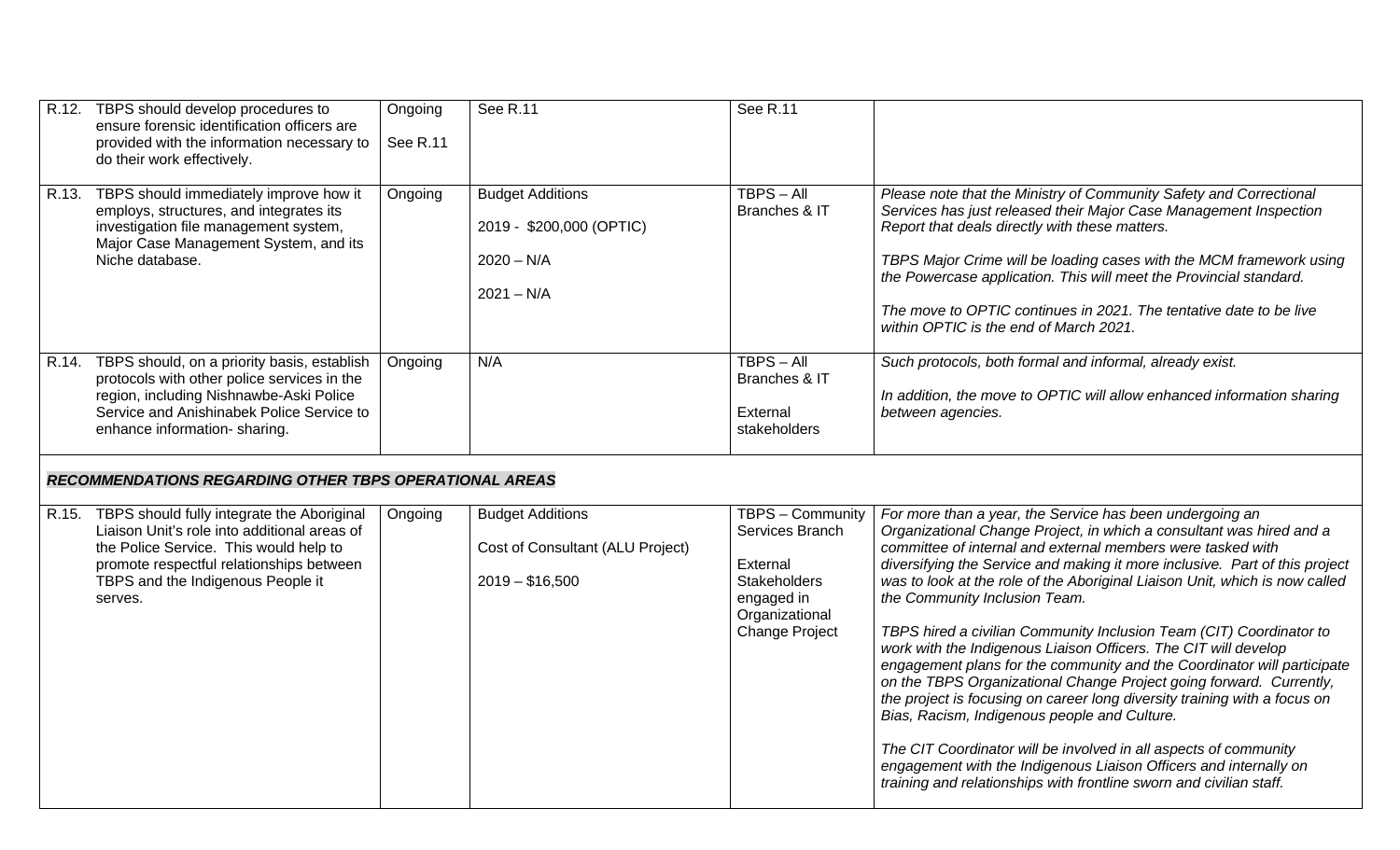| | | | | | |
|---|---|---|---|---|---|
| R.12. | TBPS should develop procedures to ensure forensic identification officers are provided with the information necessary to do their work effectively. | Ongoing<br><br>See R.11 | See R.11 | See R.11 | |
| R.13. | TBPS should immediately improve how it employs, structures, and integrates its investigation file management system, Major Case Management System, and its Niche database. | Ongoing | Budget Additions<br><br>2019 - $200,000 (OPTIC)<br><br>2020 – N/A<br><br>2021 – N/A | TBPS – All Branches & IT | *Please note that the Ministry of Community Safety and Correctional Services has just released their Major Case Management Inspection Report that deals directly with these matters.*<br><br>*TBPS Major Crime will be loading cases with the MCM framework using the Powercase application. This will meet the Provincial standard.*<br><br>*The move to OPTIC continues in 2021. The tentative date to be live within OPTIC is the end of March 2021.* |
| R.14. | TBPS should, on a priority basis, establish protocols with other police services in the region, including Nishnawbe-Aski Police Service and Anishinabek Police Service to enhance information- sharing. | Ongoing | N/A | TBPS – All Branches & IT<br><br>External stakeholders | *Such protocols, both formal and informal, already exist.*<br><br>*In addition, the move to OPTIC will allow enhanced information sharing between agencies.* |
| ***RECOMMENDATIONS REGARDING OTHER TBPS OPERATIONAL AREAS*** | | | | | |
| R.15. | TBPS should fully integrate the Aboriginal Liaison Unit's role into additional areas of the Police Service. This would help to promote respectful relationships between TBPS and the Indigenous People it serves. | Ongoing | Budget Additions<br><br>Cost of Consultant (ALU Project)<br><br>2019 – $16,500 | TBPS – Community Services Branch<br><br>External Stakeholders engaged in Organizational Change Project | *For more than a year, the Service has been undergoing an Organizational Change Project, in which a consultant was hired and a committee of internal and external members were tasked with diversifying the Service and making it more inclusive. Part of this project was to look at the role of the Aboriginal Liaison Unit, which is now called the Community Inclusion Team.*<br><br>*TBPS hired a civilian Community Inclusion Team (CIT) Coordinator to work with the Indigenous Liaison Officers. The CIT will develop engagement plans for the community and the Coordinator will participate on the TBPS Organizational Change Project going forward. Currently, the project is focusing on career long diversity training with a focus on Bias, Racism, Indigenous people and Culture.*<br><br>*The CIT Coordinator will be involved in all aspects of community engagement with the Indigenous Liaison Officers and internally on training and relationships with frontline sworn and civilian staff.* |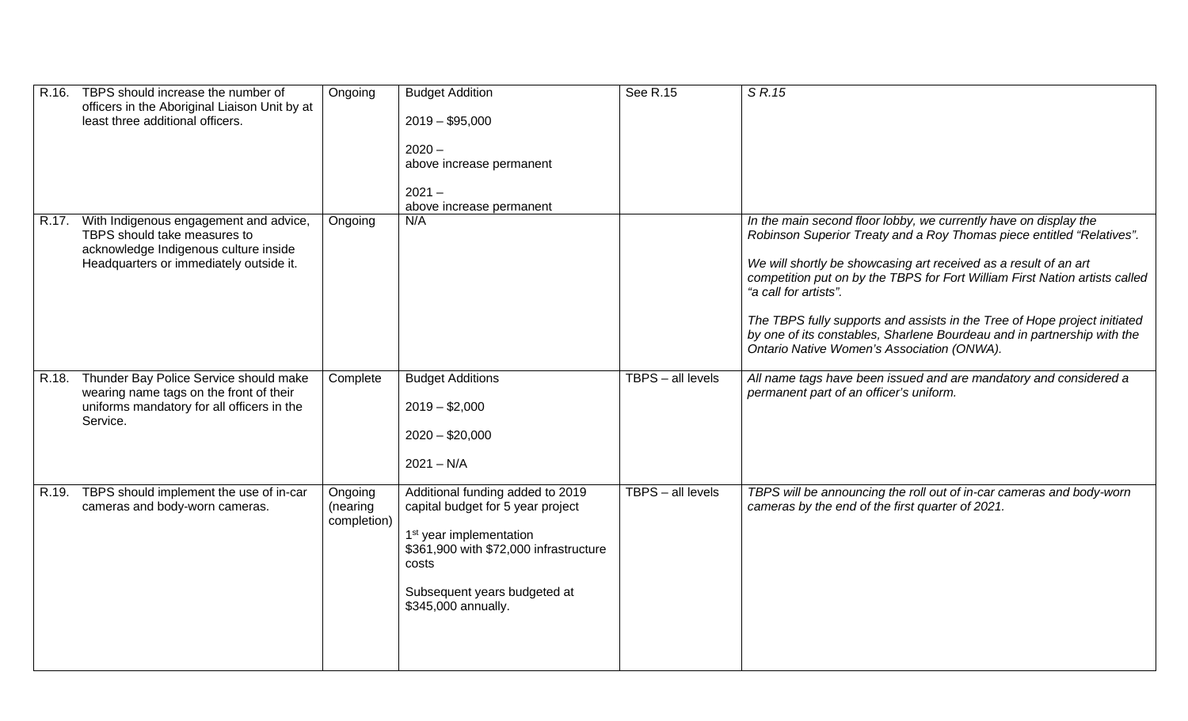| | | | | | |
|---|---|---|---|---|---|
| R.16. | TBPS should increase the number of officers in the Aboriginal Liaison Unit by at least three additional officers. | Ongoing | Budget Addition<br><br>2019 – $95,000<br><br>2020 –<br>above increase permanent<br><br>2021 –<br>above increase permanent | See R.15 | *S R.15* |
| R.17. | With Indigenous engagement and advice, TBPS should take measures to acknowledge Indigenous culture inside Headquarters or immediately outside it. | Ongoing | N/A | | *In the main second floor lobby, we currently have on display the Robinson Superior Treaty and a Roy Thomas piece entitled "Relatives".*<br><br>*We will shortly be showcasing art received as a result of an art competition put on by the TBPS for Fort William First Nation artists called "a call for artists".*<br><br>*The TBPS fully supports and assists in the Tree of Hope project initiated by one of its constables, Sharlene Bourdeau and in partnership with the Ontario Native Women's Association (ONWA).* |
| R.18. | Thunder Bay Police Service should make wearing name tags on the front of their uniforms mandatory for all officers in the Service. | Complete | Budget Additions<br><br>2019 – $2,000<br><br>2020 – $20,000<br><br>2021 – N/A | TBPS – all levels | *All name tags have been issued and are mandatory and considered a permanent part of an officer's uniform.* |
| R.19. | TBPS should implement the use of in-car cameras and body-worn cameras. | Ongoing (nearing completion) | Additional funding added to 2019 capital budget for 5 year project<br><br>1st year implementation $361,900 with $72,000 infrastructure costs<br><br>Subsequent years budgeted at $345,000 annually. | TBPS – all levels | *TBPS will be announcing the roll out of in-car cameras and body-worn cameras by the end of the first quarter of 2021.* |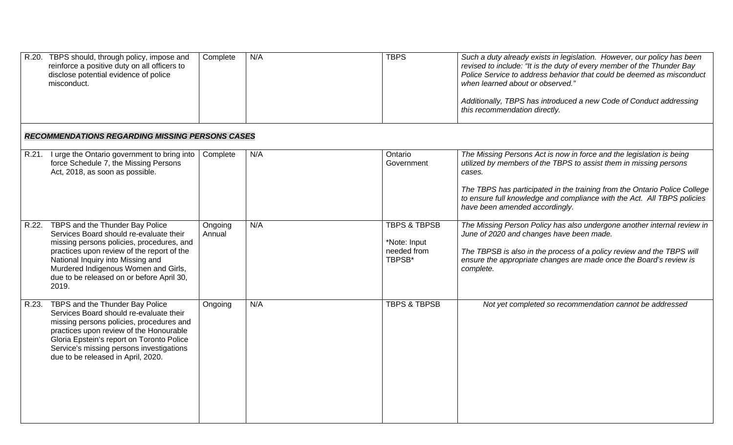| | | | | |
|---|---|---|---|---|
| R.20. TBPS should, through policy, impose and reinforce a positive duty on all officers to disclose potential evidence of police misconduct. | Complete | N/A | TBPS | *Such a duty already exists in legislation. However, our policy has been revised to include: "It is the duty of every member of the Thunder Bay Police Service to address behavior that could be deemed as misconduct when learned about or observed."* <br><br> *Additionally, TBPS has introduced a new Code of Conduct addressing this recommendation directly.* |
| ***RECOMMENDATIONS REGARDING MISSING PERSONS CASES*** | | | | |
| R.21. I urge the Ontario government to bring into force Schedule 7, the Missing Persons Act, 2018, as soon as possible. | Complete | N/A | Ontario Government | *The Missing Persons Act is now in force and the legislation is being utilized by members of the TBPS to assist them in missing persons cases.* <br><br> *The TBPS has participated in the training from the Ontario Police College to ensure full knowledge and compliance with the Act. All TBPS policies have been amended accordingly.* |
| R.22. TBPS and the Thunder Bay Police Services Board should re-evaluate their missing persons policies, procedures, and practices upon review of the report of the National Inquiry into Missing and Murdered Indigenous Women and Girls, due to be released on or before April 30, 2019. | Ongoing Annual | N/A | TBPS & TBPSB <br><br> *Note: Input needed from TBPSB* | *The Missing Person Policy has also undergone another internal review in June of 2020 and changes have been made.* <br><br> *The TBPSB is also in the process of a policy review and the TBPS will ensure the appropriate changes are made once the Board's review is complete.* |
| R.23. TBPS and the Thunder Bay Police Services Board should re-evaluate their missing persons policies, procedures and practices upon review of the Honourable Gloria Epstein's report on Toronto Police Service's missing persons investigations due to be released in April, 2020. | Ongoing | N/A | TBPS & TBPSB | *Not yet completed so recommendation cannot be addressed* |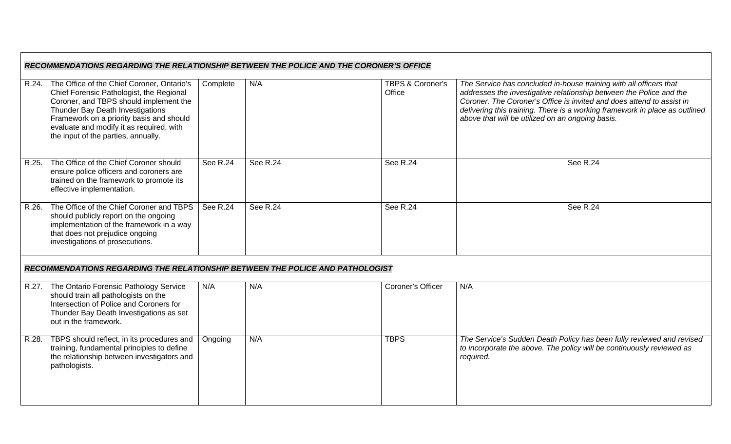| | | | | |
|---|---|---|---|---|
| ***RECOMMENDATIONS REGARDING THE RELATIONSHIP BETWEEN THE POLICE AND THE CORONER'S OFFICE*** | | | | |
| R.24. The Office of the Chief Coroner, Ontario's Chief Forensic Pathologist, the Regional Coroner, and TBPS should implement the Thunder Bay Death Investigations Framework on a priority basis and should evaluate and modify it as required, with the input of the parties, annually. | Complete | N/A | TBPS & Coroner's Office | *The Service has concluded in-house training with all officers that addresses the investigative relationship between the Police and the Coroner. The Coroner's Office is invited and does attend to assist in delivering this training. There is a working framework in place as outlined above that will be utilized on an ongoing basis.* |
| R.25. The Office of the Chief Coroner should ensure police officers and coroners are trained on the framework to promote its effective implementation. | See R.24 | See R.24 | See R.24 | See R.24 |
| R.26. The Office of the Chief Coroner and TBPS should publicly report on the ongoing implementation of the framework in a way that does not prejudice ongoing investigations of prosecutions. | See R.24 | See R.24 | See R.24 | See R.24 |
| ***RECOMMENDATIONS REGARDING THE RELATIONSHIP BETWEEN THE POLICE AND PATHOLOGIST*** | | | | |
| R.27. The Ontario Forensic Pathology Service should train all pathologists on the Intersection of Police and Coroners for Thunder Bay Death Investigations as set out in the framework. | N/A | N/A | Coroner's Officer | N/A |
| R.28. TBPS should reflect, in its procedures and training, fundamental principles to define the relationship between investigators and pathologists. | Ongoing | N/A | TBPS | *The Service's Sudden Death Policy has been fully reviewed and revised to incorporate the above. The policy will be continuously reviewed as required.* |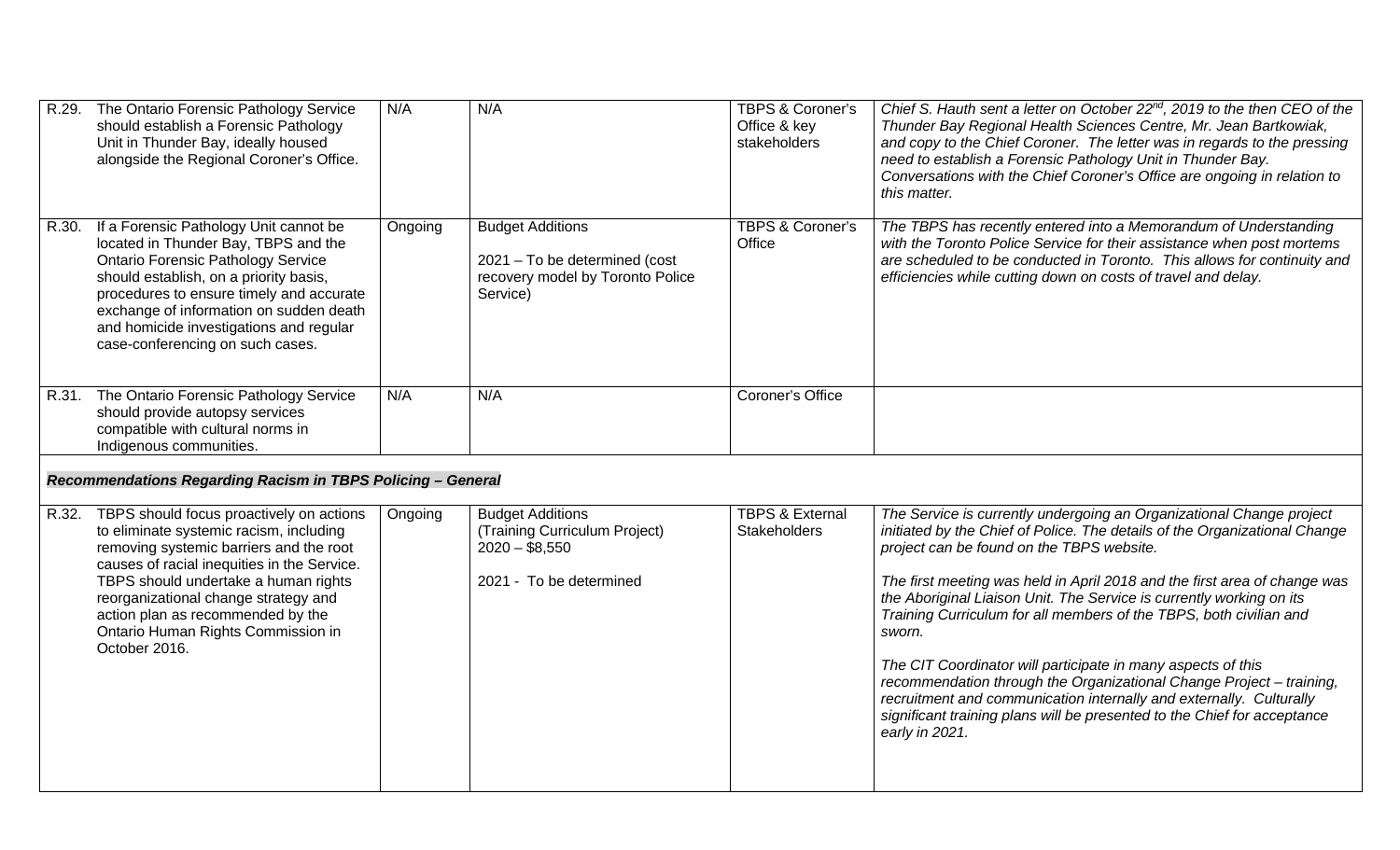| | | | | | |
|---|---|---|---|---|---|
| R.29. | The Ontario Forensic Pathology Service should establish a Forensic Pathology Unit in Thunder Bay, ideally housed alongside the Regional Coroner's Office. | N/A | N/A | TBPS & Coroner's Office & key stakeholders | *Chief S. Hauth sent a letter on October 22nd, 2019 to the then CEO of the Thunder Bay Regional Health Sciences Centre, Mr. Jean Bartkowiak, and copy to the Chief Coroner. The letter was in regards to the pressing need to establish a Forensic Pathology Unit in Thunder Bay. Conversations with the Chief Coroner's Office are ongoing in relation to this matter.* |
| R.30. | If a Forensic Pathology Unit cannot be located in Thunder Bay, TBPS and the Ontario Forensic Pathology Service should establish, on a priority basis, procedures to ensure timely and accurate exchange of information on sudden death and homicide investigations and regular case-conferencing on such cases. | Ongoing | Budget Additions<br>2021 – To be determined (cost recovery model by Toronto Police Service) | TBPS & Coroner's Office | *The TBPS has recently entered into a Memorandum of Understanding with the Toronto Police Service for their assistance when post mortems are scheduled to be conducted in Toronto. This allows for continuity and efficiencies while cutting down on costs of travel and delay.* |
| R.31. | The Ontario Forensic Pathology Service should provide autopsy services compatible with cultural norms in Indigenous communities. | N/A | N/A | Coroner's Office | |
| ***Recommendations Regarding Racism in TBPS Policing – General*** | | | | | |
| R.32. | TBPS should focus proactively on actions to eliminate systemic racism, including removing systemic barriers and the root causes of racial inequities in the Service. TBPS should undertake a human rights reorganizational change strategy and action plan as recommended by the Ontario Human Rights Commission in October 2016. | Ongoing | Budget Additions<br>(Training Curriculum Project)<br>2020 – $8,550<br><br>2021 - To be determined | TBPS & External Stakeholders | *The Service is currently undergoing an Organizational Change project initiated by the Chief of Police. The details of the Organizational Change project can be found on the TBPS website.*<br><br>*The first meeting was held in April 2018 and the first area of change was the Aboriginal Liaison Unit. The Service is currently working on its Training Curriculum for all members of the TBPS, both civilian and sworn.*<br><br>*The CIT Coordinator will participate in many aspects of this recommendation through the Organizational Change Project – training, recruitment and communication internally and externally. Culturally significant training plans will be presented to the Chief for acceptance early in 2021.* |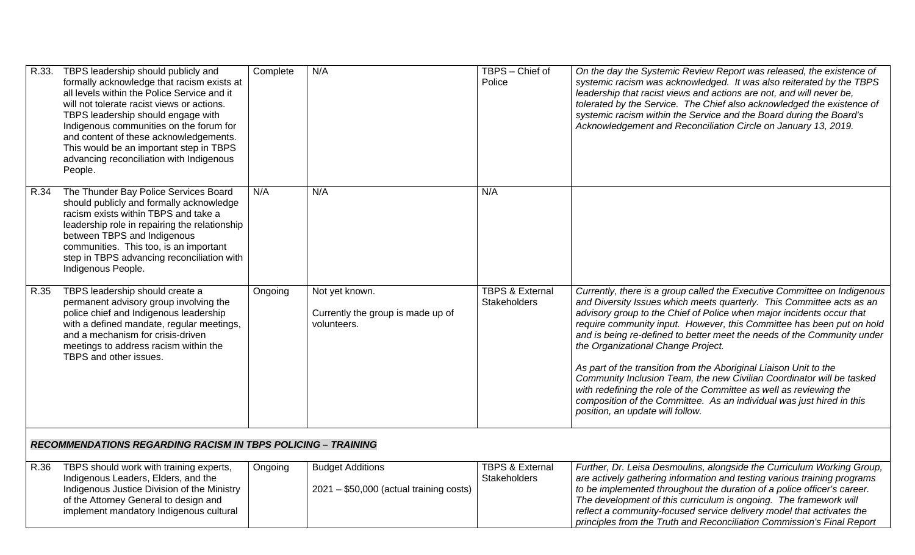| | | | | | |
|---|---|---|---|---|---|
| R.33. | TBPS leadership should publicly and formally acknowledge that racism exists at all levels within the Police Service and it will not tolerate racist views or actions. TBPS leadership should engage with Indigenous communities on the forum for and content of these acknowledgements. This would be an important step in TBPS advancing reconciliation with Indigenous People. | Complete | N/A | TBPS – Chief of Police | *On the day the Systemic Review Report was released, the existence of systemic racism was acknowledged. It was also reiterated by the TBPS leadership that racist views and actions are not, and will never be, tolerated by the Service. The Chief also acknowledged the existence of systemic racism within the Service and the Board during the Board's Acknowledgement and Reconciliation Circle on January 13, 2019.* |
| R.34 | The Thunder Bay Police Services Board should publicly and formally acknowledge racism exists within TBPS and take a leadership role in repairing the relationship between TBPS and Indigenous communities. This too, is an important step in TBPS advancing reconciliation with Indigenous People. | N/A | N/A | N/A | |
| R.35 | TBPS leadership should create a permanent advisory group involving the police chief and Indigenous leadership with a defined mandate, regular meetings, and a mechanism for crisis-driven meetings to address racism within the TBPS and other issues. | Ongoing | Not yet known.<br><br>Currently the group is made up of volunteers. | TBPS & External Stakeholders | *Currently, there is a group called the Executive Committee on Indigenous and Diversity Issues which meets quarterly. This Committee acts as an advisory group to the Chief of Police when major incidents occur that require community input. However, this Committee has been put on hold and is being re-defined to better meet the needs of the Community under the Organizational Change Project.*<br><br>*As part of the transition from the Aboriginal Liaison Unit to the Community Inclusion Team, the new Civilian Coordinator will be tasked with redefining the role of the Committee as well as reviewing the composition of the Committee. As an individual was just hired in this position, an update will follow.* |
| ***RECOMMENDATIONS REGARDING RACISM IN TBPS POLICING – TRAINING*** | | | | | |
| R.36 | TBPS should work with training experts, Indigenous Leaders, Elders, and the Indigenous Justice Division of the Ministry of the Attorney General to design and implement mandatory Indigenous cultural | Ongoing | Budget Additions<br><br>2021 – $50,000 (actual training costs) | TBPS & External Stakeholders | *Further, Dr. Leisa Desmoulins, alongside the Curriculum Working Group, are actively gathering information and testing various training programs to be implemented throughout the duration of a police officer's career. The development of this curriculum is ongoing. The framework will reflect a community-focused service delivery model that activates the principles from the Truth and Reconciliation Commission's Final Report* |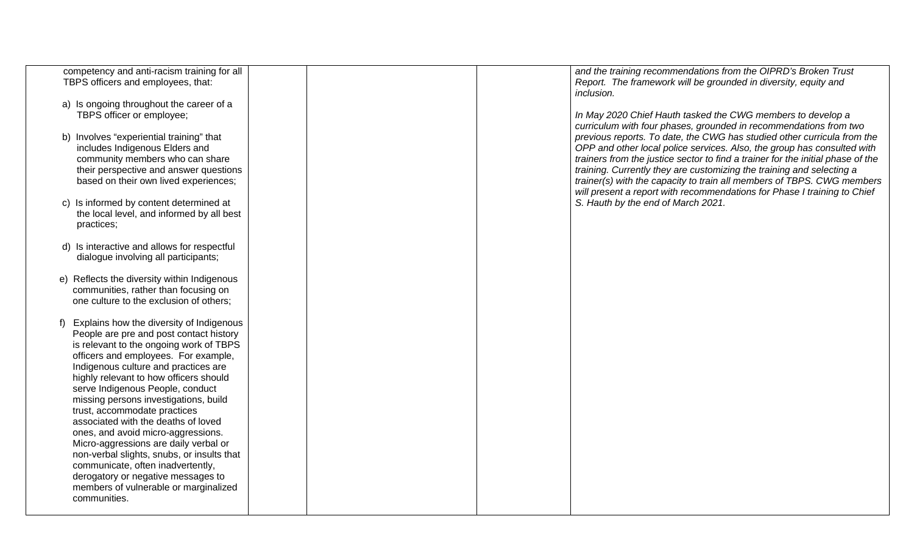| | | | | |
|---|---|---|---|---|
| competency and anti-racism training for all TBPS officers and employees, that:<br><br>a) Is ongoing throughout the career of a TBPS officer or employee;<br><br>b) Involves "experiential training" that includes Indigenous Elders and community members who can share their perspective and answer questions based on their own lived experiences;<br><br>c) Is informed by content determined at the local level, and informed by all best practices;<br><br>d) Is interactive and allows for respectful dialogue involving all participants;<br><br>e) Reflects the diversity within Indigenous communities, rather than focusing on one culture to the exclusion of others;<br><br>f) Explains how the diversity of Indigenous People are pre and post contact history is relevant to the ongoing work of TBPS officers and employees. For example, Indigenous culture and practices are highly relevant to how officers should serve Indigenous People, conduct missing persons investigations, build trust, accommodate practices associated with the deaths of loved ones, and avoid micro-aggressions. Micro-aggressions are daily verbal or non-verbal slights, snubs, or insults that communicate, often inadvertently, derogatory or negative messages to members of vulnerable or marginalized communities. | | | | *and the training recommendations from the OIPRD's Broken Trust Report. The framework will be grounded in diversity, equity and inclusion.*<br><br>*In May 2020 Chief Hauth tasked the CWG members to develop a curriculum with four phases, grounded in recommendations from two previous reports. To date, the CWG has studied other curricula from the OPP and other local police services. Also, the group has consulted with trainers from the justice sector to find a trainer for the initial phase of the training. Currently they are customizing the training and selecting a trainer(s) with the capacity to train all members of TBPS. CWG members will present a report with recommendations for Phase I training to Chief S. Hauth by the end of March 2021.* |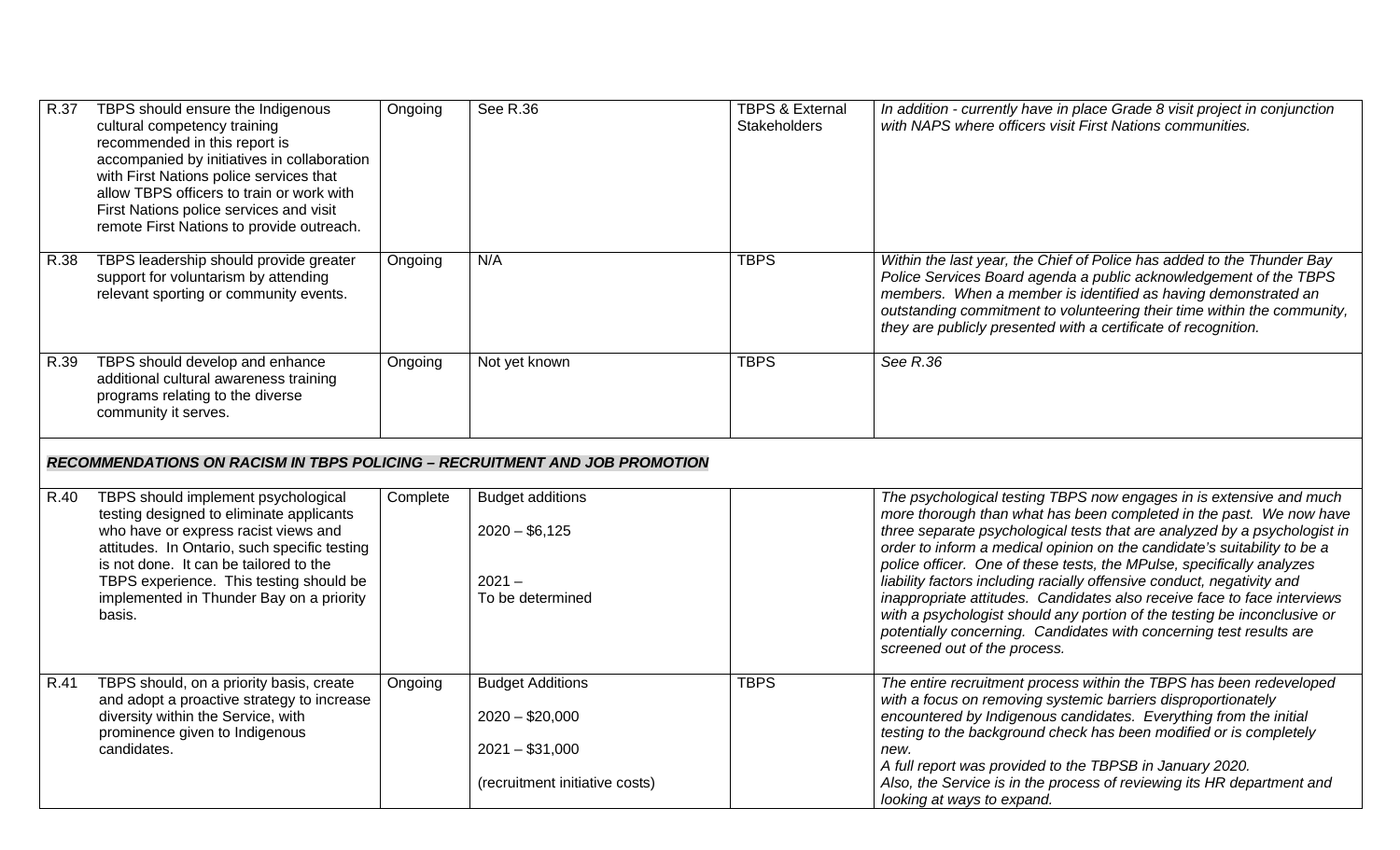| | | | | | |
|---|---|---|---|---|---|
| R.37 | TBPS should ensure the Indigenous cultural competency training recommended in this report is accompanied by initiatives in collaboration with First Nations police services that allow TBPS officers to train or work with First Nations police services and visit remote First Nations to provide outreach. | Ongoing | See R.36 | TBPS & External Stakeholders | *In addition - currently have in place Grade 8 visit project in conjunction with NAPS where officers visit First Nations communities.* |
| R.38 | TBPS leadership should provide greater support for voluntarism by attending relevant sporting or community events. | Ongoing | N/A | TBPS | *Within the last year, the Chief of Police has added to the Thunder Bay Police Services Board agenda a public acknowledgement of the TBPS members. When a member is identified as having demonstrated an outstanding commitment to volunteering their time within the community, they are publicly presented with a certificate of recognition.* |
| R.39 | TBPS should develop and enhance additional cultural awareness training programs relating to the diverse community it serves. | Ongoing | Not yet known | TBPS | *See R.36* |
| ***RECOMMENDATIONS ON RACISM IN TBPS POLICING – RECRUITMENT AND JOB PROMOTION*** | | | | | |
| R.40 | TBPS should implement psychological testing designed to eliminate applicants who have or express racist views and attitudes. In Ontario, such specific testing is not done. It can be tailored to the TBPS experience. This testing should be implemented in Thunder Bay on a priority basis. | Complete | Budget additions<br><br>2020 – $6,125<br><br>2021 –<br>To be determined | | *The psychological testing TBPS now engages in is extensive and much more thorough than what has been completed in the past. We now have three separate psychological tests that are analyzed by a psychologist in order to inform a medical opinion on the candidate's suitability to be a police officer. One of these tests, the MPulse, specifically analyzes liability factors including racially offensive conduct, negativity and inappropriate attitudes. Candidates also receive face to face interviews with a psychologist should any portion of the testing be inconclusive or potentially concerning. Candidates with concerning test results are screened out of the process.* |
| R.41 | TBPS should, on a priority basis, create and adopt a proactive strategy to increase diversity within the Service, with prominence given to Indigenous candidates. | Ongoing | Budget Additions<br><br>2020 – $20,000<br><br>2021 – $31,000<br><br>(recruitment initiative costs) | TBPS | *The entire recruitment process within the TBPS has been redeveloped with a focus on removing systemic barriers disproportionately encountered by Indigenous candidates. Everything from the initial testing to the background check has been modified or is completely new.*<br>*A full report was provided to the TBPSB in January 2020.*<br>*Also, the Service is in the process of reviewing its HR department and looking at ways to expand.* |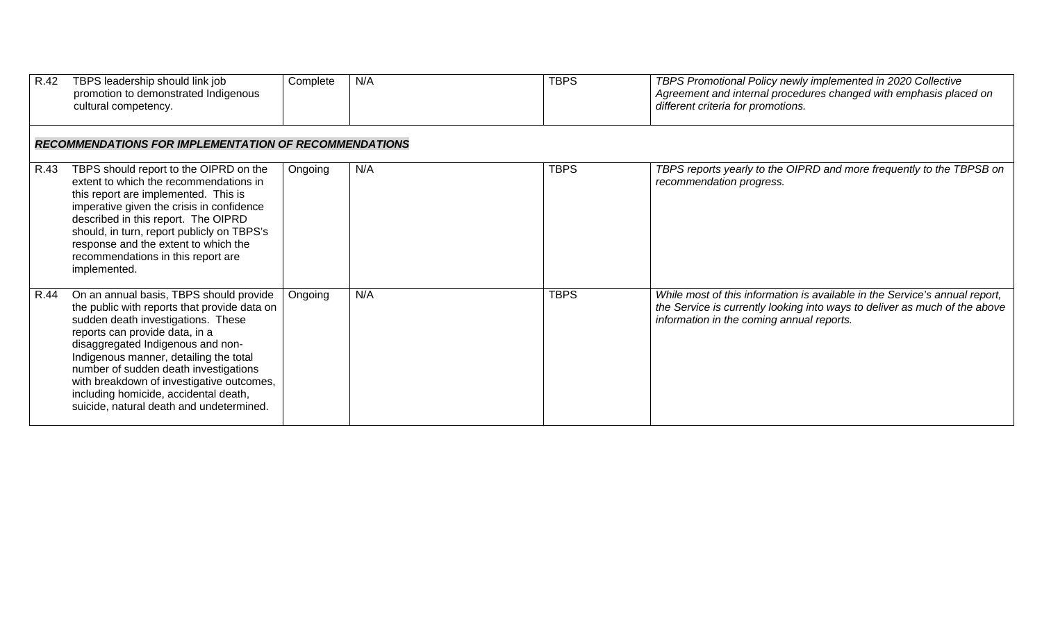| | | | | | |
|---|---|---|---|---|---|
| R.42 | TBPS leadership should link job promotion to demonstrated Indigenous cultural competency. | Complete | N/A | TBPS | *TBPS Promotional Policy newly implemented in 2020 Collective Agreement and internal procedures changed with emphasis placed on different criteria for promotions.* |
| ***RECOMMENDATIONS FOR IMPLEMENTATION OF RECOMMENDATIONS*** | | | | | |
| R.43 | TBPS should report to the OIPRD on the extent to which the recommendations in this report are implemented. This is imperative given the crisis in confidence described in this report. The OIPRD should, in turn, report publicly on TBPS's response and the extent to which the recommendations in this report are implemented. | Ongoing | N/A | TBPS | *TBPS reports yearly to the OIPRD and more frequently to the TBPSB on recommendation progress.* |
| R.44 | On an annual basis, TBPS should provide the public with reports that provide data on sudden death investigations. These reports can provide data, in a disaggregated Indigenous and non-Indigenous manner, detailing the total number of sudden death investigations with breakdown of investigative outcomes, including homicide, accidental death, suicide, natural death and undetermined. | Ongoing | N/A | TBPS | *While most of this information is available in the Service's annual report, the Service is currently looking into ways to deliver as much of the above information in the coming annual reports.* |